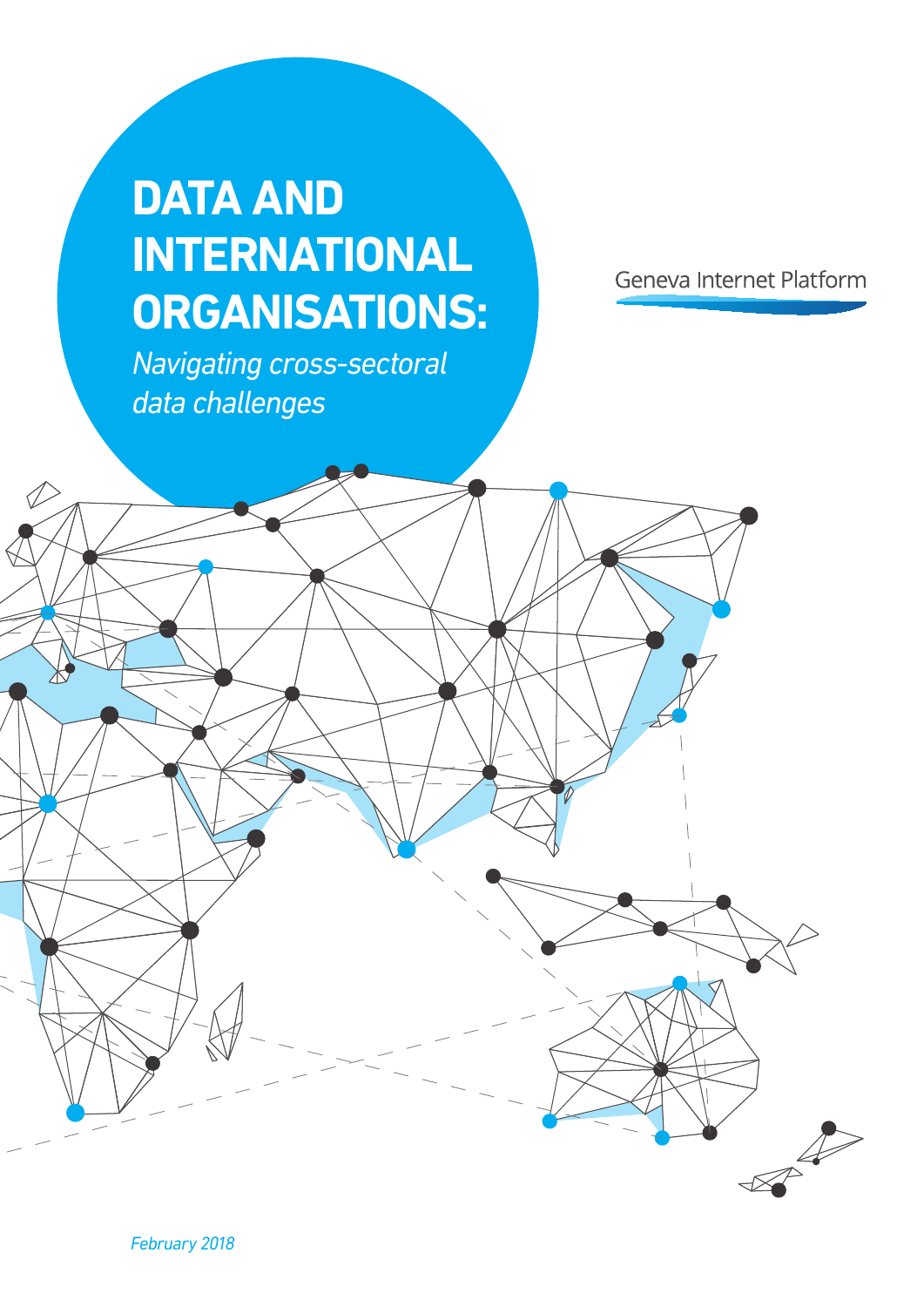# DATA AND INTERNATIONAL ORGANISATIONS:

*Navigating cross-sectoral data challenges*

Geneva Internet Platform

*February 2018*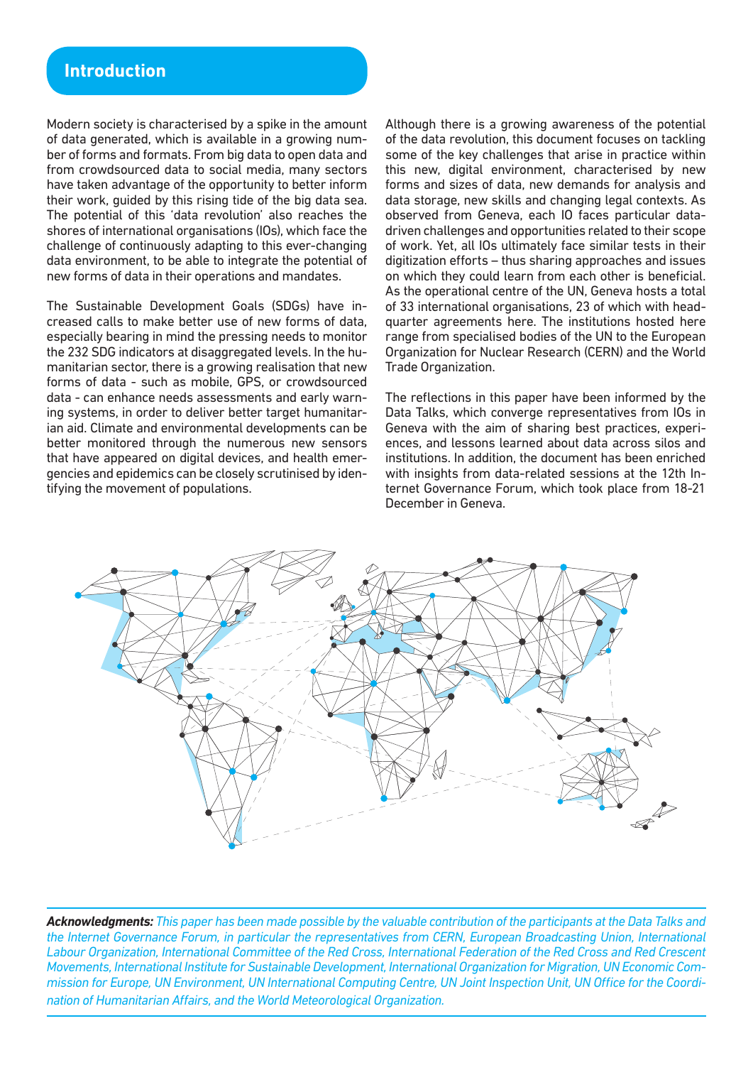## Introduction

Modern society is characterised by a spike in the amount of data generated, which is available in a growing number of forms and formats. From big data to open data and from crowdsourced data to social media, many sectors have taken advantage of the opportunity to better inform their work, guided by this rising tide of the big data sea. The potential of this 'data revolution' also reaches the shores of international organisations (IOs), which face the challenge of continuously adapting to this ever-changing data environment, to be able to integrate the potential of new forms of data in their operations and mandates.

The Sustainable Development Goals (SDGs) have increased calls to make better use of new forms of data, especially bearing in mind the pressing needs to monitor the 232 SDG indicators at disaggregated levels. In the humanitarian sector, there is a growing realisation that new forms of data - such as mobile, GPS, or crowdsourced data - can enhance needs assessments and early warning systems, in order to deliver better target humanitarian aid. Climate and environmental developments can be better monitored through the numerous new sensors that have appeared on digital devices, and health emergencies and epidemics can be closely scrutinised by identifying the movement of populations.

Although there is a growing awareness of the potential of the data revolution, this document focuses on tackling some of the key challenges that arise in practice within this new, digital environment, characterised by new forms and sizes of data, new demands for analysis and data storage, new skills and changing legal contexts. As observed from Geneva, each IO faces particular data-driven challenges and opportunities related to their scope of work. Yet, all IOs ultimately face similar tests in their digitization efforts – thus sharing approaches and issues on which they could learn from each other is beneficial. As the operational centre of the UN, Geneva hosts a total of 33 international organisations, 23 of which with headquarter agreements here. The institutions hosted here range from specialised bodies of the UN to the European Organization for Nuclear Research (CERN) and the World Trade Organization.

The reflections in this paper have been informed by the Data Talks, which converge representatives from IOs in Geneva with the aim of sharing best practices, experiences, and lessons learned about data across silos and institutions. In addition, the document has been enriched with insights from data-related sessions at the 12th Internet Governance Forum, which took place from 18-21 December in Geneva.

***Acknowledgments:*** *This paper has been made possible by the valuable contribution of the participants at the Data Talks and the Internet Governance Forum, in particular the representatives from CERN, European Broadcasting Union, International Labour Organization, International Committee of the Red Cross, International Federation of the Red Cross and Red Crescent Movements, International Institute for Sustainable Development, International Organization for Migration, UN Economic Commission for Europe, UN Environment, UN International Computing Centre, UN Joint Inspection Unit, UN Office for the Coordination of Humanitarian Affairs, and the World Meteorological Organization.*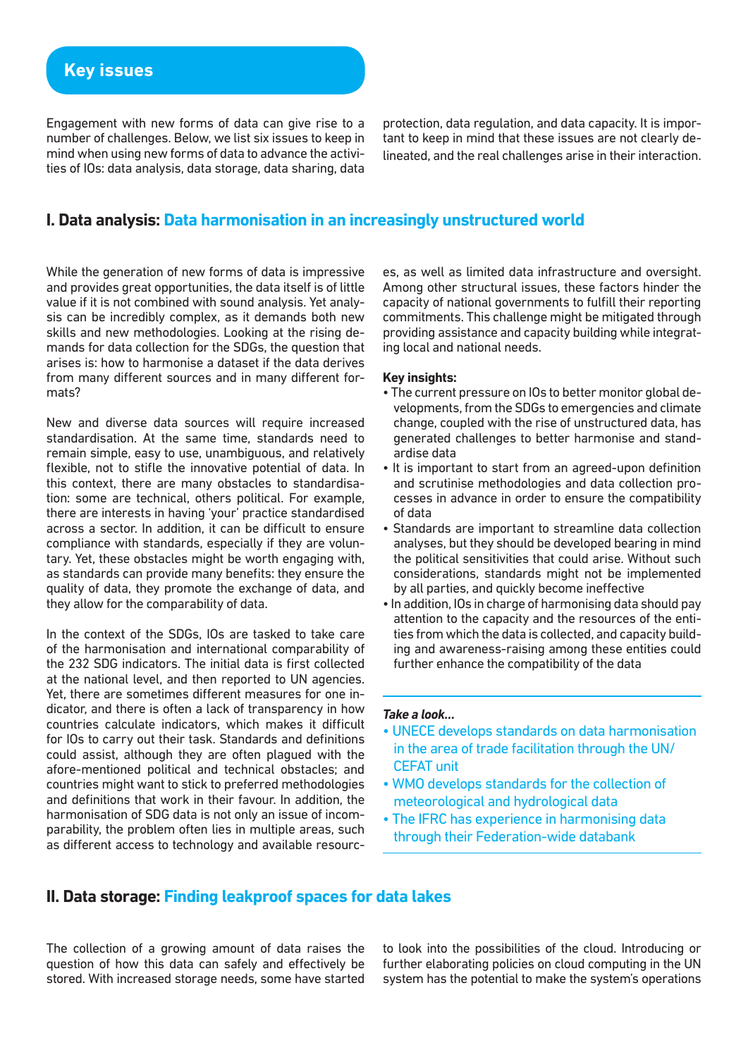## Key issues

Engagement with new forms of data can give rise to a number of challenges. Below, we list six issues to keep in mind when using new forms of data to advance the activities of IOs: data analysis, data storage, data sharing, data protection, data regulation, and data capacity. It is important to keep in mind that these issues are not clearly delineated, and the real challenges arise in their interaction.

### I. Data analysis: Data harmonisation in an increasingly unstructured world

While the generation of new forms of data is impressive and provides great opportunities, the data itself is of little value if it is not combined with sound analysis. Yet analysis can be incredibly complex, as it demands both new skills and new methodologies. Looking at the rising demands for data collection for the SDGs, the question that arises is: how to harmonise a dataset if the data derives from many different sources and in many different formats?

New and diverse data sources will require increased standardisation. At the same time, standards need to remain simple, easy to use, unambiguous, and relatively flexible, not to stifle the innovative potential of data. In this context, there are many obstacles to standardisation: some are technical, others political. For example, there are interests in having 'your' practice standardised across a sector. In addition, it can be difficult to ensure compliance with standards, especially if they are voluntary. Yet, these obstacles might be worth engaging with, as standards can provide many benefits: they ensure the quality of data, they promote the exchange of data, and they allow for the comparability of data.

In the context of the SDGs, IOs are tasked to take care of the harmonisation and international comparability of the 232 SDG indicators. The initial data is first collected at the national level, and then reported to UN agencies. Yet, there are sometimes different measures for one indicator, and there is often a lack of transparency in how countries calculate indicators, which makes it difficult for IOs to carry out their task. Standards and definitions could assist, although they are often plagued with the afore-mentioned political and technical obstacles; and countries might want to stick to preferred methodologies and definitions that work in their favour. In addition, the harmonisation of SDG data is not only an issue of incomparability, the problem often lies in multiple areas, such as different access to technology and available resources, as well as limited data infrastructure and oversight. Among other structural issues, these factors hinder the capacity of national governments to fulfill their reporting commitments. This challenge might be mitigated through providing assistance and capacity building while integrating local and national needs.

**Key insights:**

- The current pressure on IOs to better monitor global developments, from the SDGs to emergencies and climate change, coupled with the rise of unstructured data, has generated challenges to better harmonise and standardise data
- It is important to start from an agreed-upon definition and scrutinise methodologies and data collection processes in advance in order to ensure the compatibility of data
- Standards are important to streamline data collection analyses, but they should be developed bearing in mind the political sensitivities that could arise. Without such considerations, standards might not be implemented by all parties, and quickly become ineffective
- In addition, IOs in charge of harmonising data should pay attention to the capacity and the resources of the entities from which the data is collected, and capacity building and awareness-raising among these entities could further enhance the compatibility of the data

***Take a look...***

- UNECE develops standards on data harmonisation in the area of trade facilitation through the UN/CEFAT unit
- WMO develops standards for the collection of meteorological and hydrological data
- The IFRC has experience in harmonising data through their Federation-wide databank

### II. Data storage: Finding leakproof spaces for data lakes

The collection of a growing amount of data raises the question of how this data can safely and effectively be stored. With increased storage needs, some have started to look into the possibilities of the cloud. Introducing or further elaborating policies on cloud computing in the UN system has the potential to make the system's operations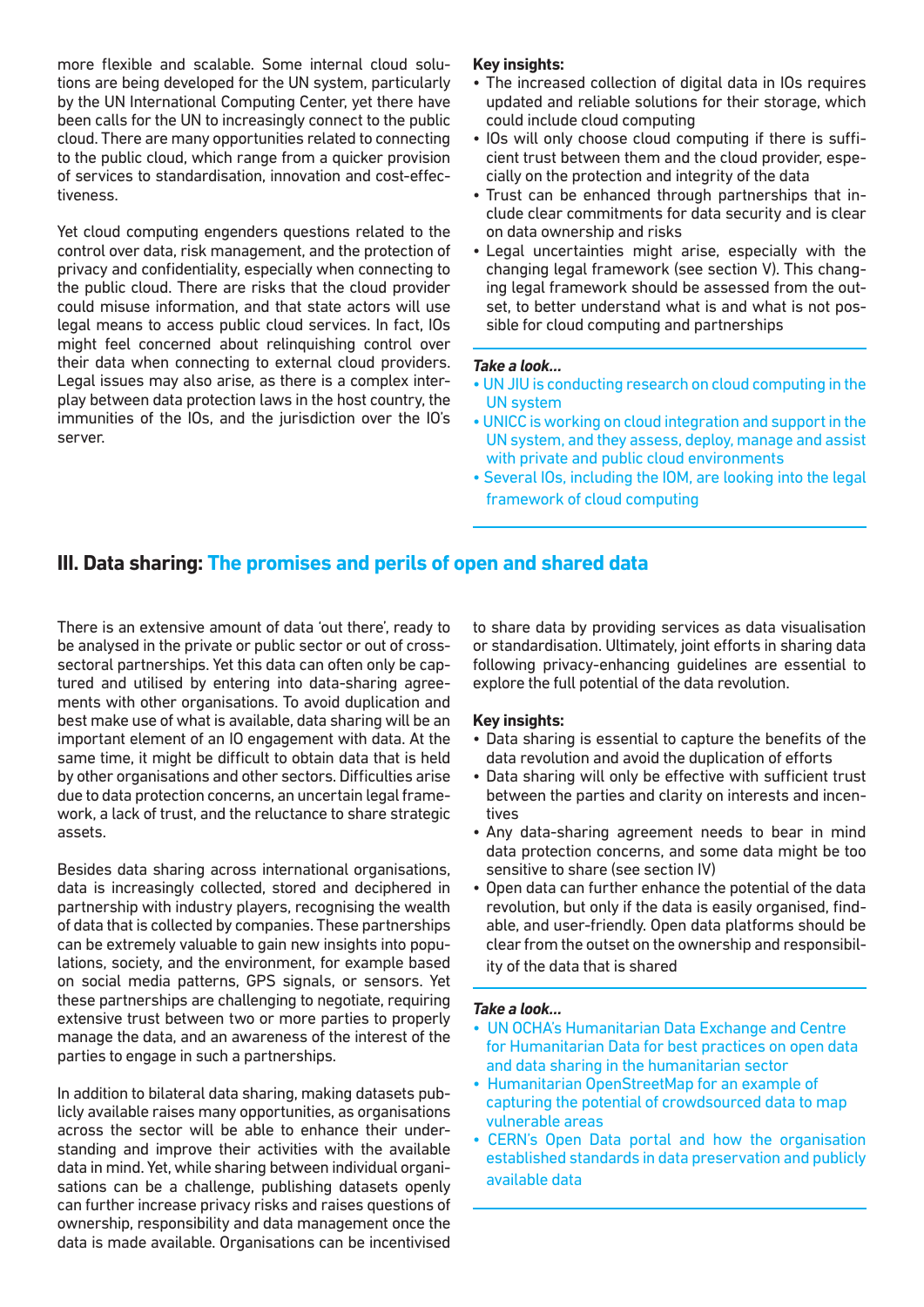more flexible and scalable. Some internal cloud solutions are being developed for the UN system, particularly by the UN International Computing Center, yet there have been calls for the UN to increasingly connect to the public cloud. There are many opportunities related to connecting to the public cloud, which range from a quicker provision of services to standardisation, innovation and cost-effectiveness.

Yet cloud computing engenders questions related to the control over data, risk management, and the protection of privacy and confidentiality, especially when connecting to the public cloud. There are risks that the cloud provider could misuse information, and that state actors will use legal means to access public cloud services. In fact, IOs might feel concerned about relinquishing control over their data when connecting to external cloud providers. Legal issues may also arise, as there is a complex interplay between data protection laws in the host country, the immunities of the IOs, and the jurisdiction over the IO's server.

**Key insights:**

- The increased collection of digital data in IOs requires updated and reliable solutions for their storage, which could include cloud computing
- IOs will only choose cloud computing if there is sufficient trust between them and the cloud provider, especially on the protection and integrity of the data
- Trust can be enhanced through partnerships that include clear commitments for data security and is clear on data ownership and risks
- Legal uncertainties might arise, especially with the changing legal framework (see section V). This changing legal framework should be assessed from the outset, to better understand what is and what is not possible for cloud computing and partnerships

***Take a look…***

- UN JIU is conducting research on cloud computing in the UN system
- UNICC is working on cloud integration and support in the UN system, and they assess, deploy, manage and assist with private and public cloud environments
- Several IOs, including the IOM, are looking into the legal framework of cloud computing

## III. Data sharing: The promises and perils of open and shared data

There is an extensive amount of data 'out there', ready to be analysed in the private or public sector or out of cross-sectoral partnerships. Yet this data can often only be captured and utilised by entering into data-sharing agreements with other organisations. To avoid duplication and best make use of what is available, data sharing will be an important element of an IO engagement with data. At the same time, it might be difficult to obtain data that is held by other organisations and other sectors. Difficulties arise due to data protection concerns, an uncertain legal framework, a lack of trust, and the reluctance to share strategic assets.

Besides data sharing across international organisations, data is increasingly collected, stored and deciphered in partnership with industry players, recognising the wealth of data that is collected by companies. These partnerships can be extremely valuable to gain new insights into populations, society, and the environment, for example based on social media patterns, GPS signals, or sensors. Yet these partnerships are challenging to negotiate, requiring extensive trust between two or more parties to properly manage the data, and an awareness of the interest of the parties to engage in such a partnerships.

In addition to bilateral data sharing, making datasets publicly available raises many opportunities, as organisations across the sector will be able to enhance their understanding and improve their activities with the available data in mind. Yet, while sharing between individual organisations can be a challenge, publishing datasets openly can further increase privacy risks and raises questions of ownership, responsibility and data management once the data is made available. Organisations can be incentivised to share data by providing services as data visualisation or standardisation. Ultimately, joint efforts in sharing data following privacy-enhancing guidelines are essential to explore the full potential of the data revolution.

**Key insights:**

- Data sharing is essential to capture the benefits of the data revolution and avoid the duplication of efforts
- Data sharing will only be effective with sufficient trust between the parties and clarity on interests and incentives
- Any data-sharing agreement needs to bear in mind data protection concerns, and some data might be too sensitive to share (see section IV)
- Open data can further enhance the potential of the data revolution, but only if the data is easily organised, findable, and user-friendly. Open data platforms should be clear from the outset on the ownership and responsibility of the data that is shared

***Take a look…***

- UN OCHA's Humanitarian Data Exchange and Centre for Humanitarian Data for best practices on open data and data sharing in the humanitarian sector
- Humanitarian OpenStreetMap for an example of capturing the potential of crowdsourced data to map vulnerable areas
- CERN's Open Data portal and how the organisation established standards in data preservation and publicly available data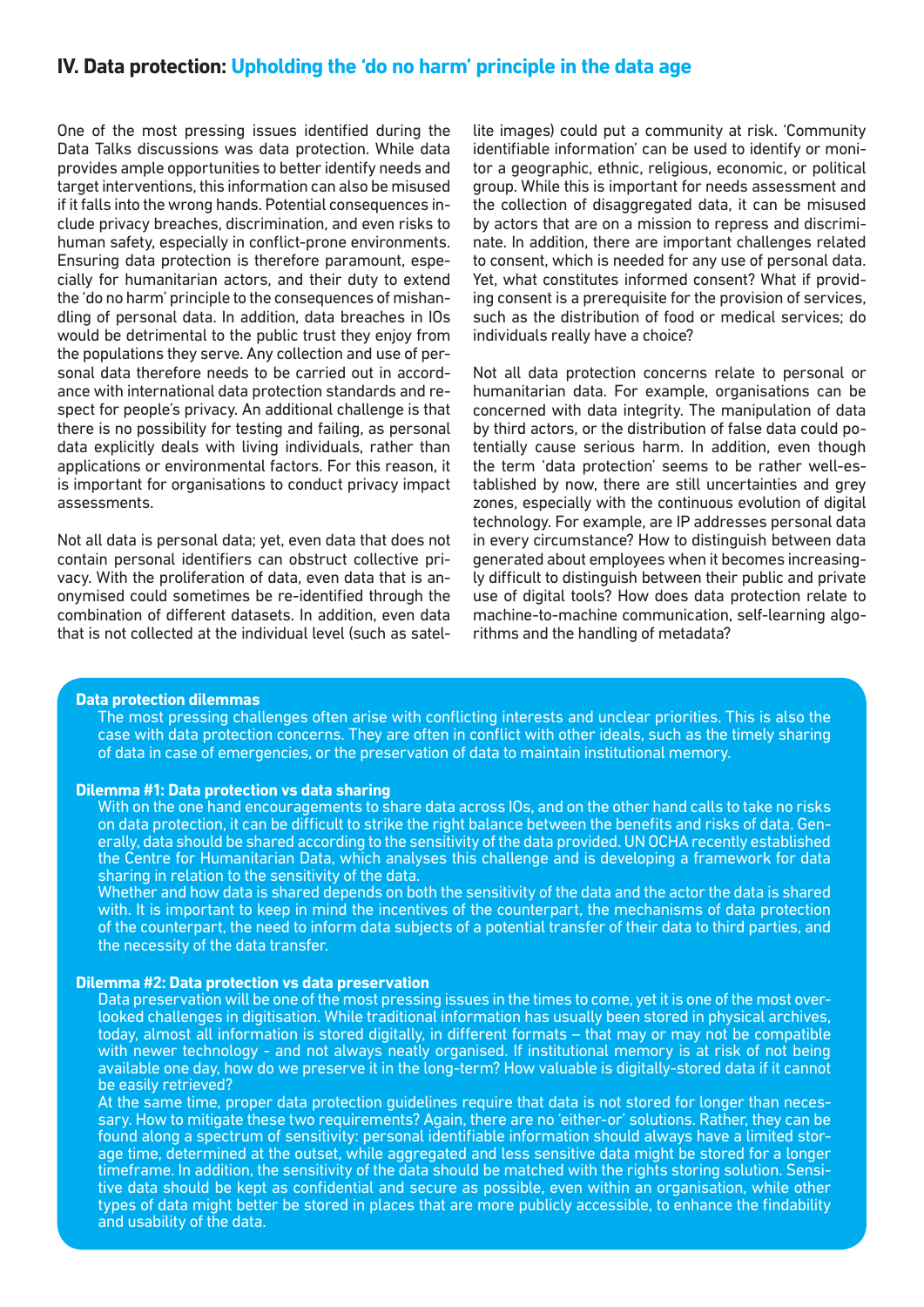## IV. Data protection: Upholding the 'do no harm' principle in the data age

One of the most pressing issues identified during the Data Talks discussions was data protection. While data provides ample opportunities to better identify needs and target interventions, this information can also be misused if it falls into the wrong hands. Potential consequences include privacy breaches, discrimination, and even risks to human safety, especially in conflict-prone environments. Ensuring data protection is therefore paramount, especially for humanitarian actors, and their duty to extend the 'do no harm' principle to the consequences of mishandling of personal data. In addition, data breaches in IOs would be detrimental to the public trust they enjoy from the populations they serve. Any collection and use of personal data therefore needs to be carried out in accordance with international data protection standards and respect for people's privacy. An additional challenge is that there is no possibility for testing and failing, as personal data explicitly deals with living individuals, rather than applications or environmental factors. For this reason, it is important for organisations to conduct privacy impact assessments.

Not all data is personal data; yet, even data that does not contain personal identifiers can obstruct collective privacy. With the proliferation of data, even data that is anonymised could sometimes be re-identified through the combination of different datasets. In addition, even data that is not collected at the individual level (such as satellite images) could put a community at risk. 'Community identifiable information' can be used to identify or monitor a geographic, ethnic, religious, economic, or political group. While this is important for needs assessment and the collection of disaggregated data, it can be misused by actors that are on a mission to repress and discriminate. In addition, there are important challenges related to consent, which is needed for any use of personal data. Yet, what constitutes informed consent? What if providing consent is a prerequisite for the provision of services, such as the distribution of food or medical services; do individuals really have a choice?

Not all data protection concerns relate to personal or humanitarian data. For example, organisations can be concerned with data integrity. The manipulation of data by third actors, or the distribution of false data could potentially cause serious harm. In addition, even though the term 'data protection' seems to be rather well-established by now, there are still uncertainties and grey zones, especially with the continuous evolution of digital technology. For example, are IP addresses personal data in every circumstance? How to distinguish between data generated about employees when it becomes increasingly difficult to distinguish between their public and private use of digital tools? How does data protection relate to machine-to-machine communication, self-learning algorithms and the handling of metadata?

**Data protection dilemmas**

The most pressing challenges often arise with conflicting interests and unclear priorities. This is also the case with data protection concerns. They are often in conflict with other ideals, such as the timely sharing of data in case of emergencies, or the preservation of data to maintain institutional memory.

**Dilemma #1: Data protection vs data sharing**

With on the one hand encouragements to share data across IOs, and on the other hand calls to take no risks on data protection, it can be difficult to strike the right balance between the benefits and risks of data. Generally, data should be shared according to the sensitivity of the data provided. UN OCHA recently established the Centre for Humanitarian Data, which analyses this challenge and is developing a framework for data sharing in relation to the sensitivity of the data.

Whether and how data is shared depends on both the sensitivity of the data and the actor the data is shared with. It is important to keep in mind the incentives of the counterpart, the mechanisms of data protection of the counterpart, the need to inform data subjects of a potential transfer of their data to third parties, and the necessity of the data transfer.

**Dilemma #2: Data protection vs data preservation**

Data preservation will be one of the most pressing issues in the times to come, yet it is one of the most overlooked challenges in digitisation. While traditional information has usually been stored in physical archives, today, almost all information is stored digitally, in different formats – that may or may not be compatible with newer technology - and not always neatly organised. If institutional memory is at risk of not being available one day, how do we preserve it in the long-term? How valuable is digitally-stored data if it cannot be easily retrieved?

At the same time, proper data protection guidelines require that data is not stored for longer than necessary. How to mitigate these two requirements? Again, there are no 'either-or' solutions. Rather, they can be found along a spectrum of sensitivity: personal identifiable information should always have a limited storage time, determined at the outset, while aggregated and less sensitive data might be stored for a longer timeframe. In addition, the sensitivity of the data should be matched with the rights storing solution. Sensitive data should be kept as confidential and secure as possible, even within an organisation, while other types of data might better be stored in places that are more publicly accessible, to enhance the findability and usability of the data.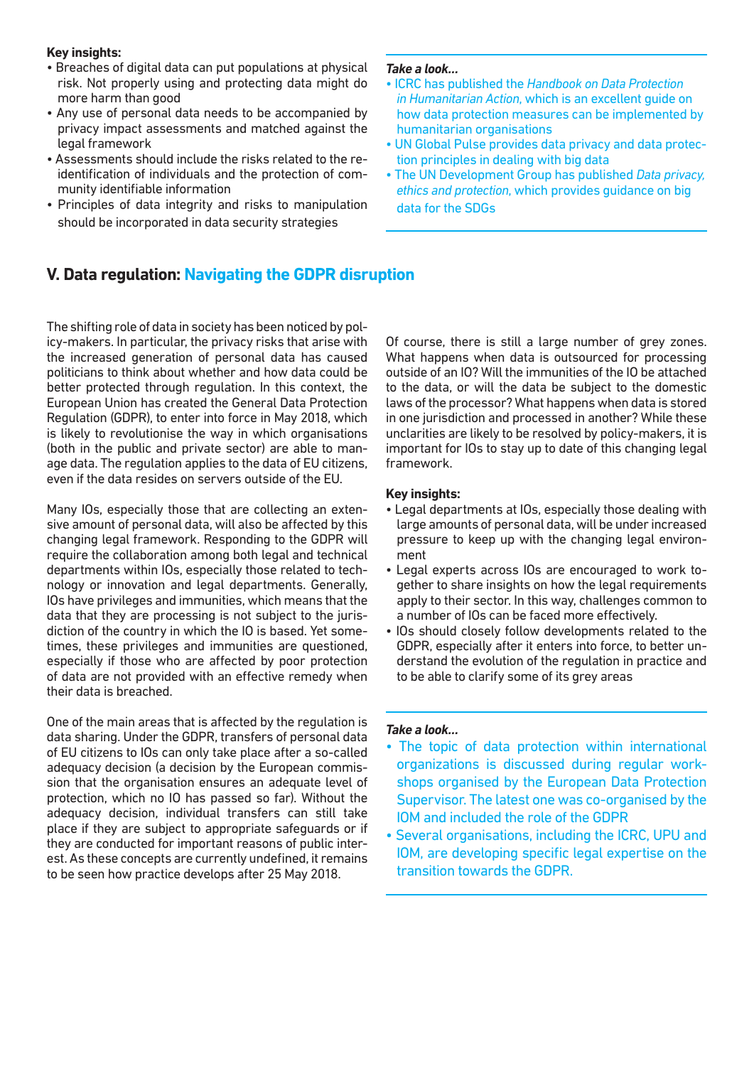**Key insights:**

- Breaches of digital data can put populations at physical risk. Not properly using and protecting data might do more harm than good
- Any use of personal data needs to be accompanied by privacy impact assessments and matched against the legal framework
- Assessments should include the risks related to the re-identification of individuals and the protection of community identifiable information
- Principles of data integrity and risks to manipulation should be incorporated in data security strategies

***Take a look...***

- ICRC has published the *Handbook on Data Protection in Humanitarian Action*, which is an excellent guide on how data protection measures can be implemented by humanitarian organisations
- UN Global Pulse provides data privacy and data protection principles in dealing with big data
- The UN Development Group has published *Data privacy, ethics and protection*, which provides guidance on big data for the SDGs

## V. Data regulation: Navigating the GDPR disruption

The shifting role of data in society has been noticed by policy-makers. In particular, the privacy risks that arise with the increased generation of personal data has caused politicians to think about whether and how data could be better protected through regulation. In this context, the European Union has created the General Data Protection Regulation (GDPR), to enter into force in May 2018, which is likely to revolutionise the way in which organisations (both in the public and private sector) are able to manage data. The regulation applies to the data of EU citizens, even if the data resides on servers outside of the EU.

Many IOs, especially those that are collecting an extensive amount of personal data, will also be affected by this changing legal framework. Responding to the GDPR will require the collaboration among both legal and technical departments within IOs, especially those related to technology or innovation and legal departments. Generally, IOs have privileges and immunities, which means that the data that they are processing is not subject to the jurisdiction of the country in which the IO is based. Yet sometimes, these privileges and immunities are questioned, especially if those who are affected by poor protection of data are not provided with an effective remedy when their data is breached.

One of the main areas that is affected by the regulation is data sharing. Under the GDPR, transfers of personal data of EU citizens to IOs can only take place after a so-called adequacy decision (a decision by the European commission that the organisation ensures an adequate level of protection, which no IO has passed so far). Without the adequacy decision, individual transfers can still take place if they are subject to appropriate safeguards or if they are conducted for important reasons of public interest. As these concepts are currently undefined, it remains to be seen how practice develops after 25 May 2018.

Of course, there is still a large number of grey zones. What happens when data is outsourced for processing outside of an IO? Will the immunities of the IO be attached to the data, or will the data be subject to the domestic laws of the processor? What happens when data is stored in one jurisdiction and processed in another? While these unclarities are likely to be resolved by policy-makers, it is important for IOs to stay up to date of this changing legal framework.

**Key insights:**

- Legal departments at IOs, especially those dealing with large amounts of personal data, will be under increased pressure to keep up with the changing legal environment
- Legal experts across IOs are encouraged to work together to share insights on how the legal requirements apply to their sector. In this way, challenges common to a number of IOs can be faced more effectively.
- IOs should closely follow developments related to the GDPR, especially after it enters into force, to better understand the evolution of the regulation in practice and to be able to clarify some of its grey areas

***Take a look...***

- The topic of data protection within international organizations is discussed during regular workshops organised by the European Data Protection Supervisor. The latest one was co-organised by the IOM and included the role of the GDPR
- Several organisations, including the ICRC, UPU and IOM, are developing specific legal expertise on the transition towards the GDPR.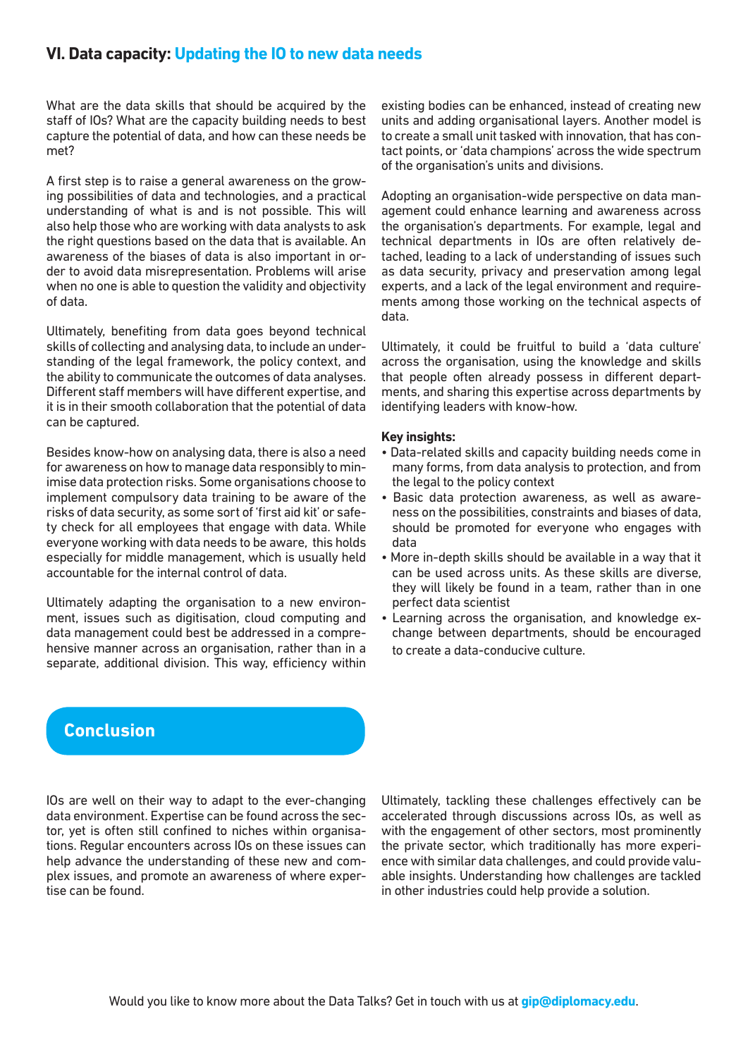## VI. Data capacity: Updating the IO to new data needs

What are the data skills that should be acquired by the staff of IOs? What are the capacity building needs to best capture the potential of data, and how can these needs be met?

A first step is to raise a general awareness on the growing possibilities of data and technologies, and a practical understanding of what is and is not possible. This will also help those who are working with data analysts to ask the right questions based on the data that is available. An awareness of the biases of data is also important in order to avoid data misrepresentation. Problems will arise when no one is able to question the validity and objectivity of data.

Ultimately, benefiting from data goes beyond technical skills of collecting and analysing data, to include an understanding of the legal framework, the policy context, and the ability to communicate the outcomes of data analyses. Different staff members will have different expertise, and it is in their smooth collaboration that the potential of data can be captured.

Besides know-how on analysing data, there is also a need for awareness on how to manage data responsibly to minimise data protection risks. Some organisations choose to implement compulsory data training to be aware of the risks of data security, as some sort of 'first aid kit' or safety check for all employees that engage with data. While everyone working with data needs to be aware, this holds especially for middle management, which is usually held accountable for the internal control of data.

Ultimately adapting the organisation to a new environment, issues such as digitisation, cloud computing and data management could best be addressed in a comprehensive manner across an organisation, rather than in a separate, additional division. This way, efficiency within existing bodies can be enhanced, instead of creating new units and adding organisational layers. Another model is to create a small unit tasked with innovation, that has contact points, or 'data champions' across the wide spectrum of the organisation's units and divisions.

Adopting an organisation-wide perspective on data management could enhance learning and awareness across the organisation's departments. For example, legal and technical departments in IOs are often relatively detached, leading to a lack of understanding of issues such as data security, privacy and preservation among legal experts, and a lack of the legal environment and requirements among those working on the technical aspects of data.

Ultimately, it could be fruitful to build a 'data culture' across the organisation, using the knowledge and skills that people often already possess in different departments, and sharing this expertise across departments by identifying leaders with know-how.

**Key insights:**

- Data-related skills and capacity building needs come in many forms, from data analysis to protection, and from the legal to the policy context
- Basic data protection awareness, as well as awareness on the possibilities, constraints and biases of data, should be promoted for everyone who engages with data
- More in-depth skills should be available in a way that it can be used across units. As these skills are diverse, they will likely be found in a team, rather than in one perfect data scientist
- Learning across the organisation, and knowledge exchange between departments, should be encouraged to create a data-conducive culture.

## Conclusion

IOs are well on their way to adapt to the ever-changing data environment. Expertise can be found across the sector, yet is often still confined to niches within organisations. Regular encounters across IOs on these issues can help advance the understanding of these new and complex issues, and promote an awareness of where expertise can be found.

Ultimately, tackling these challenges effectively can be accelerated through discussions across IOs, as well as with the engagement of other sectors, most prominently the private sector, which traditionally has more experience with similar data challenges, and could provide valuable insights. Understanding how challenges are tackled in other industries could help provide a solution.

Would you like to know more about the Data Talks? Get in touch with us at **gip@diplomacy.edu**.